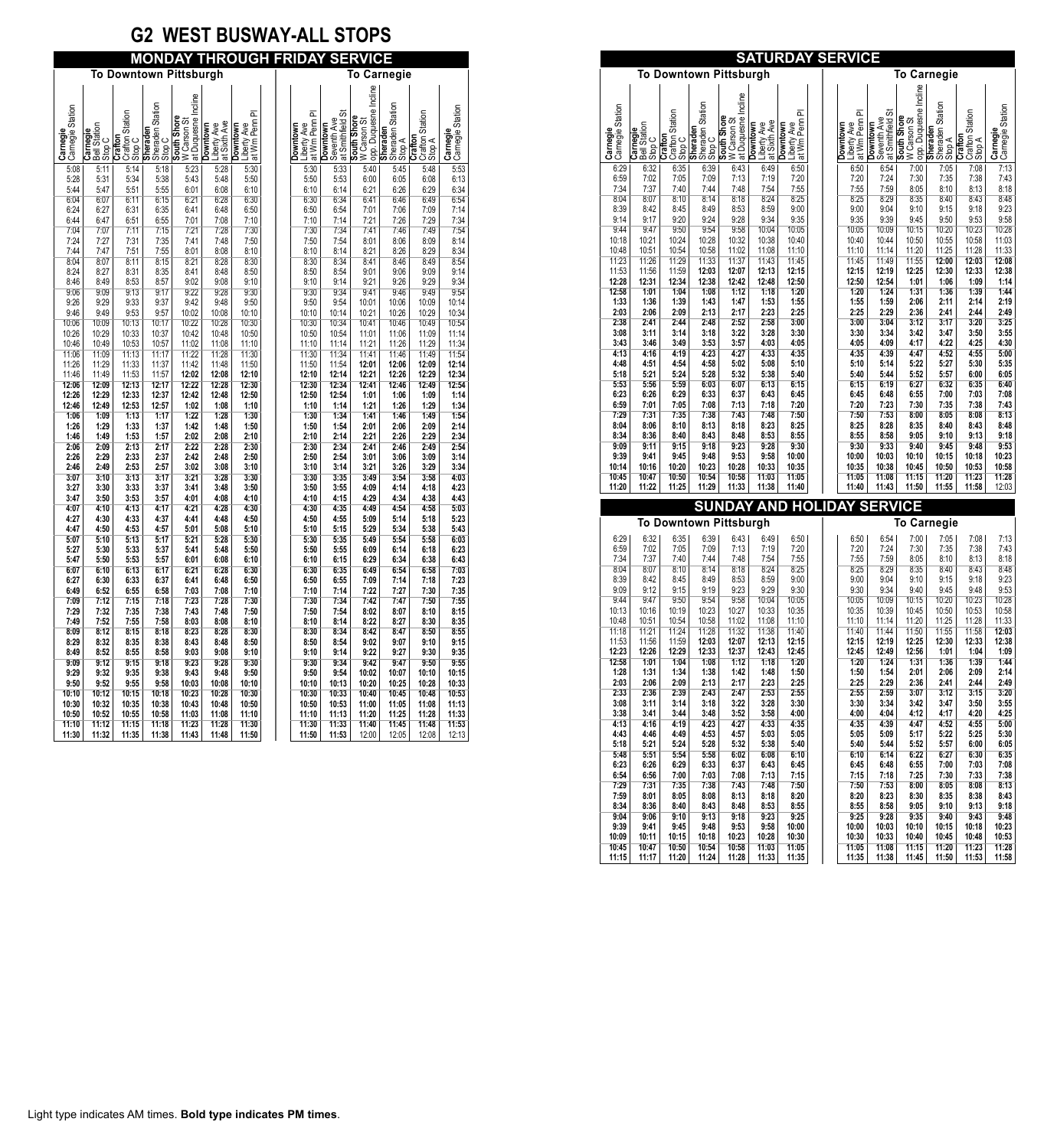# G2 WEST BUSWAY-ALL STOPS

## MONDAY THROUGH FRIDAY SERVICE

### To Downtown Pittsburgh

| Carnegie Carnegie Station | Carnegie Bell Station Stop C | Crafton Crafton Station Stop C | Sheraden Sheraden Station Stop C | South Shore W Carson St at Duquesne Incline | Downtown Liberty Ave at Smith Ave | Downtown Liberty Ave at Wm Penn Pl |
|---|---|---|---|---|---|---|
| 5:08 | 5:11 | 5:14 | 5:18 | 5:23 | 5:28 | 5:30 |
| 5:28 | 5:31 | 5:34 | 5:38 | 5:43 | 5:48 | 5:50 |
| 5:44 | 5:47 | 5:51 | 5:55 | 6:01 | 6:08 | 6:10 |
| 6:04 | 6:07 | 6:11 | 6:15 | 6:21 | 6:28 | 6:30 |
| 6:24 | 6:27 | 6:31 | 6:35 | 6:41 | 6:48 | 6:50 |
| 6:44 | 6:47 | 6:51 | 6:55 | 7:01 | 7:08 | 7:10 |
| 7:04 | 7:07 | 7:11 | 7:15 | 7:21 | 7:28 | 7:30 |
| 7:24 | 7:27 | 7:31 | 7:35 | 7:41 | 7:48 | 7:50 |
| 7:44 | 7:47 | 7:51 | 7:55 | 8:01 | 8:08 | 8:10 |
| 8:04 | 8:07 | 8:11 | 8:15 | 8:21 | 8:28 | 8:30 |
| 8:24 | 8:27 | 8:31 | 8:35 | 8:41 | 8:48 | 8:50 |
| 8:46 | 8:49 | 8:53 | 8:57 | 9:02 | 9:08 | 9:10 |
| 9:06 | 9:09 | 9:13 | 9:17 | 9:22 | 9:28 | 9:30 |
| 9:26 | 9:29 | 9:33 | 9:37 | 9:42 | 9:48 | 9:50 |
| 9:46 | 9:49 | 9:53 | 9:57 | 10:02 | 10:08 | 10:10 |
| 10:06 | 10:09 | 10:13 | 10:17 | 10:22 | 10:28 | 10:30 |
| 10:26 | 10:29 | 10:33 | 10:37 | 10:42 | 10:48 | 10:50 |
| 10:46 | 10:49 | 10:53 | 10:57 | 11:02 | 11:08 | 11:10 |
| 11:06 | 11:09 | 11:13 | 11:17 | 11:22 | 11:28 | 11:30 |
| 11:26 | 11:29 | 11:33 | 11:37 | 11:42 | 11:48 | 11:50 |
| 11:46 | 11:49 | 11:53 | 11:57 | **12:02** | **12:08** | **12:10** |
| **12:06** | **12:09** | **12:13** | **12:17** | **12:22** | **12:28** | **12:30** |
| **12:26** | **12:29** | **12:33** | **12:37** | **12:42** | **12:48** | **12:50** |
| **12:46** | **12:49** | **12:53** | **12:57** | **1:02** | **1:08** | **1:10** |
| **1:06** | **1:09** | **1:13** | **1:17** | **1:22** | **1:28** | **1:30** |
| **1:26** | **1:29** | **1:33** | **1:37** | **1:42** | **1:48** | **1:50** |
| **1:46** | **1:49** | **1:53** | **1:57** | **2:02** | **2:08** | **2:10** |
| **2:06** | **2:09** | **2:13** | **2:17** | **2:22** | **2:28** | **2:30** |
| **2:26** | **2:29** | **2:33** | **2:37** | **2:42** | **2:48** | **2:50** |
| **2:46** | **2:49** | **2:53** | **2:57** | **3:02** | **3:08** | **3:10** |
| **3:07** | **3:10** | **3:13** | **3:17** | **3:21** | **3:28** | **3:30** |
| **3:27** | **3:30** | **3:33** | **3:37** | **3:41** | **3:48** | **3:50** |
| **3:47** | **3:50** | **3:53** | **3:57** | **4:01** | **4:08** | **4:10** |
| **4:07** | **4:10** | **4:13** | **4:17** | **4:21** | **4:28** | **4:30** |
| **4:27** | **4:30** | **4:33** | **4:37** | **4:41** | **4:48** | **4:50** |
| **4:47** | **4:50** | **4:53** | **4:57** | **5:01** | **5:08** | **5:10** |
| **5:07** | **5:10** | **5:13** | **5:17** | **5:21** | **5:28** | **5:30** |
| **5:27** | **5:30** | **5:33** | **5:37** | **5:41** | **5:48** | **5:50** |
| **5:47** | **5:50** | **5:53** | **5:57** | **6:01** | **6:08** | **6:10** |
| **6:07** | **6:10** | **6:13** | **6:17** | **6:21** | **6:28** | **6:30** |
| **6:27** | **6:30** | **6:33** | **6:37** | **6:41** | **6:48** | **6:50** |
| **6:49** | **6:52** | **6:55** | **6:58** | **7:03** | **7:08** | **7:10** |
| **7:09** | **7:12** | **7:15** | **7:18** | **7:23** | **7:28** | **7:30** |
| **7:29** | **7:32** | **7:35** | **7:38** | **7:43** | **7:48** | **7:50** |
| **7:49** | **7:52** | **7:55** | **7:58** | **8:03** | **8:08** | **8:10** |
| **8:09** | **8:12** | **8:15** | **8:18** | **8:23** | **8:28** | **8:30** |
| **8:29** | **8:32** | **8:35** | **8:38** | **8:43** | **8:48** | **8:50** |
| **8:49** | **8:52** | **8:55** | **8:58** | **9:03** | **9:08** | **9:10** |
| **9:09** | **9:12** | **9:15** | **9:18** | **9:23** | **9:28** | **9:30** |
| **9:29** | **9:32** | **9:35** | **9:38** | **9:43** | **9:48** | **9:50** |
| **9:50** | **9:52** | **9:55** | **9:58** | **10:03** | **10:08** | **10:10** |
| **10:10** | **10:12** | **10:15** | **10:18** | **10:23** | **10:28** | **10:30** |
| **10:30** | **10:32** | **10:35** | **10:38** | **10:43** | **10:48** | **10:50** |
| **10:50** | **10:52** | **10:55** | **10:58** | **11:03** | **11:08** | **11:10** |
| **11:10** | **11:12** | **11:15** | **11:18** | **11:23** | **11:28** | **11:30** |
| **11:30** | **11:32** | **11:35** | **11:38** | **11:43** | **11:48** | **11:50** |

### To Carnegie

| Downtown Liberty Ave at Wm Penn Pl | Downtown Seventh Ave at Smithfield St | South Shore W Carson St opp. Duquesne Incline | Sheraden Sheraden Station Stop A | Crafton Crafton Station Stop A | Carnegie Carnegie Station |
|---|---|---|---|---|---|
| 5:30 | 5:33 | 5:40 | 5:45 | 5:48 | 5:53 |
| 5:50 | 5:53 | 6:00 | 6:05 | 6:08 | 6:13 |
| 6:10 | 6:14 | 6:21 | 6:26 | 6:29 | 6:34 |
| 6:30 | 6:34 | 6:41 | 6:46 | 6:49 | 6:54 |
| 6:50 | 6:54 | 7:01 | 7:06 | 7:09 | 7:14 |
| 7:10 | 7:14 | 7:21 | 7:26 | 7:29 | 7:34 |
| 7:30 | 7:34 | 7:41 | 7:46 | 7:49 | 7:54 |
| 7:50 | 7:54 | 8:01 | 8:06 | 8:09 | 8:14 |
| 8:10 | 8:14 | 8:21 | 8:26 | 8:29 | 8:34 |
| 8:30 | 8:34 | 8:41 | 8:46 | 8:49 | 8:54 |
| 8:50 | 8:54 | 9:01 | 9:06 | 9:09 | 9:14 |
| 9:10 | 9:14 | 9:21 | 9:26 | 9:29 | 9:34 |
| 9:30 | 9:34 | 9:41 | 9:46 | 9:49 | 9:54 |
| 9:50 | 9:54 | 10:01 | 10:06 | 10:09 | 10:14 |
| 10:10 | 10:14 | 10:21 | 10:26 | 10:29 | 10:34 |
| 10:30 | 10:34 | 10:41 | 10:46 | 10:49 | 10:54 |
| 10:50 | 10:54 | 11:01 | 11:06 | 11:09 | 11:14 |
| 11:10 | 11:14 | 11:21 | 11:26 | 11:29 | 11:34 |
| 11:30 | 11:34 | 11:41 | 11:46 | 11:49 | 11:54 |
| 11:50 | 11:54 | **12:01** | **12:06** | **12:09** | **12:14** |
| **12:10** | **12:14** | **12:21** | **12:26** | **12:29** | **12:34** |
| **12:30** | **12:34** | **12:41** | **12:46** | **12:49** | **12:54** |
| **12:50** | **12:54** | **1:01** | **1:06** | **1:09** | **1:14** |
| **1:10** | **1:14** | **1:21** | **1:26** | **1:29** | **1:34** |
| **1:30** | **1:34** | **1:41** | **1:46** | **1:49** | **1:54** |
| **1:50** | **1:54** | **2:01** | **2:06** | **2:09** | **2:14** |
| **2:10** | **2:14** | **2:21** | **2:26** | **2:29** | **2:34** |
| **2:30** | **2:34** | **2:41** | **2:46** | **2:49** | **2:54** |
| **2:50** | **2:54** | **3:01** | **3:06** | **3:09** | **3:14** |
| **3:10** | **3:14** | **3:21** | **3:26** | **3:29** | **3:34** |
| **3:30** | **3:35** | **3:49** | **3:54** | **3:58** | **4:03** |
| **3:50** | **3:55** | **4:09** | **4:14** | **4:18** | **4:23** |
| **4:10** | **4:15** | **4:29** | **4:34** | **4:38** | **4:43** |
| **4:30** | **4:35** | **4:49** | **4:54** | **4:58** | **5:03** |
| **4:50** | **4:55** | **5:09** | **5:14** | **5:18** | **5:23** |
| **5:10** | **5:15** | **5:29** | **5:34** | **5:38** | **5:43** |
| **5:30** | **5:35** | **5:49** | **5:54** | **5:58** | **6:03** |
| **5:50** | **5:55** | **6:09** | **6:14** | **6:18** | **6:23** |
| **6:10** | **6:15** | **6:29** | **6:34** | **6:38** | **6:43** |
| **6:30** | **6:35** | **6:49** | **6:54** | **6:58** | **7:03** |
| **6:50** | **6:55** | **7:09** | **7:14** | **7:18** | **7:23** |
| **7:10** | **7:14** | **7:22** | **7:27** | **7:30** | **7:35** |
| **7:30** | **7:34** | **7:42** | **7:47** | **7:50** | **7:55** |
| **7:50** | **7:54** | **8:02** | **8:07** | **8:10** | **8:15** |
| **8:10** | **8:14** | **8:22** | **8:27** | **8:30** | **8:35** |
| **8:30** | **8:34** | **8:42** | **8:47** | **8:50** | **8:55** |
| **8:50** | **8:54** | **9:02** | **9:07** | **9:10** | **9:15** |
| **9:10** | **9:14** | **9:22** | **9:27** | **9:30** | **9:35** |
| **9:30** | **9:34** | **9:42** | **9:47** | **9:50** | **9:55** |
| **9:50** | **9:54** | **10:02** | **10:07** | **10:10** | **10:15** |
| **10:10** | **10:13** | **10:20** | **10:25** | **10:28** | **10:33** |
| **10:30** | **10:33** | **10:40** | **10:45** | **10:48** | **10:53** |
| **10:50** | **10:53** | **11:00** | **11:05** | **11:08** | **11:13** |
| **11:10** | **11:13** | **11:20** | **11:25** | **11:28** | **11:33** |
| **11:30** | **11:33** | **11:40** | **11:45** | **11:48** | **11:53** |
| **11:50** | **11:53** | 12:00 | 12:05 | 12:08 | 12:13 |

## SATURDAY SERVICE

### To Downtown Pittsburgh

| Carnegie Carnegie Station | Carnegie Bell Station Stop C | Crafton Crafton Station Stop C | Sheraden Sheraden Station Stop C | South Shore W Carson St at Duquesne Incline | Downtown Liberty Ave at Smith Ave | Downtown Liberty Ave at Wm Penn Pl |
|---|---|---|---|---|---|---|
| 6:29 | 6:32 | 6:35 | 6:39 | 6:43 | 6:49 | 6:50 |
| 6:59 | 7:02 | 7:05 | 7:09 | 7:13 | 7:19 | 7:20 |
| 7:34 | 7:37 | 7:40 | 7:44 | 7:48 | 7:54 | 7:55 |
| 8:04 | 8:07 | 8:10 | 8:14 | 8:18 | 8:24 | 8:25 |
| 8:39 | 8:42 | 8:45 | 8:49 | 8:53 | 8:59 | 9:00 |
| 9:14 | 9:17 | 9:20 | 9:24 | 9:28 | 9:34 | 9:35 |
| 9:44 | 9:47 | 9:50 | 9:54 | 9:58 | 10:04 | 10:05 |
| 10:18 | 10:21 | 10:24 | 10:28 | 10:32 | 10:38 | 10:40 |
| 10:48 | 10:51 | 10:54 | 10:58 | 11:02 | 11:08 | 11:10 |
| 11:23 | 11:26 | 11:29 | 11:33 | 11:37 | 11:43 | 11:45 |
| 11:53 | 11:56 | 11:59 | **12:03** | **12:07** | **12:13** | **12:15** |
| **12:28** | **12:31** | **12:34** | **12:38** | **12:42** | **12:48** | **12:50** |
| **12:58** | **1:01** | **1:04** | **1:08** | **1:12** | **1:18** | **1:20** |
| **1:33** | **1:36** | **1:39** | **1:43** | **1:47** | **1:53** | **1:55** |
| **2:03** | **2:06** | **2:09** | **2:13** | **2:17** | **2:23** | **2:25** |
| **2:38** | **2:41** | **2:44** | **2:48** | **2:52** | **2:58** | **3:00** |
| **3:08** | **3:11** | **3:14** | **3:18** | **3:22** | **3:28** | **3:30** |
| **3:43** | **3:46** | **3:49** | **3:53** | **3:57** | **4:03** | **4:05** |
| **4:13** | **4:16** | **4:19** | **4:23** | **4:27** | **4:33** | **4:35** |
| **4:48** | **4:51** | **4:54** | **4:58** | **5:02** | **5:08** | **5:10** |
| **5:18** | **5:21** | **5:24** | **5:28** | **5:32** | **5:38** | **5:40** |
| **5:53** | **5:56** | **5:59** | **6:03** | **6:07** | **6:13** | **6:15** |
| **6:23** | **6:26** | **6:29** | **6:33** | **6:37** | **6:43** | **6:45** |
| **6:59** | **7:01** | **7:05** | **7:08** | **7:13** | **7:18** | **7:20** |
| **7:29** | **7:31** | **7:35** | **7:38** | **7:43** | **7:48** | **7:50** |
| **8:04** | **8:06** | **8:10** | **8:13** | **8:18** | **8:23** | **8:25** |
| **8:34** | **8:36** | **8:40** | **8:43** | **8:48** | **8:53** | **8:55** |
| **9:09** | **9:11** | **9:15** | **9:18** | **9:23** | **9:28** | **9:30** |
| **9:39** | **9:41** | **9:45** | **9:48** | **9:53** | **9:58** | **10:00** |
| **10:14** | **10:16** | **10:20** | **10:23** | **10:28** | **10:33** | **10:35** |
| **10:45** | **10:47** | **10:50** | **10:54** | **10:58** | **11:03** | **11:05** |
| **11:20** | **11:22** | **11:25** | **11:29** | **11:33** | **11:38** | **11:40** |

### To Carnegie

| Downtown Liberty Ave at Wm Penn Pl | Downtown Seventh Ave at Smithfield St | South Shore W Carson St opp. Duquesne Incline | Sheraden Sheraden Station Stop A | Crafton Crafton Station Stop A | Carnegie Carnegie Station |
|---|---|---|---|---|---|
| 6:50 | 6:54 | 7:00 | 7:05 | 7:08 | 7:13 |
| 7:20 | 7:24 | 7:30 | 7:35 | 7:38 | 7:43 |
| 7:55 | 7:59 | 8:05 | 8:10 | 8:13 | 8:18 |
| 8:25 | 8:29 | 8:35 | 8:40 | 8:43 | 8:48 |
| 9:00 | 9:04 | 9:10 | 9:15 | 9:18 | 9:23 |
| 9:35 | 9:39 | 9:45 | 9:50 | 9:53 | 9:58 |
| 10:05 | 10:09 | 10:15 | 10:20 | 10:23 | 10:28 |
| 10:40 | 10:44 | 10:50 | 10:55 | 10:58 | 11:03 |
| 11:10 | 11:14 | 11:20 | 11:25 | 11:28 | 11:33 |
| 11:45 | 11:49 | 11:55 | **12:00** | **12:03** | **12:08** |
| **12:15** | **12:19** | **12:25** | **12:30** | **12:33** | **12:38** |
| **12:50** | **12:54** | **1:01** | **1:06** | **1:09** | **1:14** |
| **1:20** | **1:24** | **1:31** | **1:36** | **1:39** | **1:44** |
| **1:55** | **1:59** | **2:06** | **2:11** | **2:14** | **2:19** |
| **2:25** | **2:29** | **2:36** | **2:41** | **2:44** | **2:49** |
| **3:00** | **3:04** | **3:12** | **3:17** | **3:20** | **3:25** |
| **3:30** | **3:34** | **3:42** | **3:47** | **3:50** | **3:55** |
| **4:05** | **4:09** | **4:17** | **4:22** | **4:25** | **4:30** |
| **4:35** | **4:39** | **4:47** | **4:52** | **4:55** | **5:00** |
| **5:10** | **5:14** | **5:22** | **5:27** | **5:30** | **5:35** |
| **5:40** | **5:44** | **5:52** | **5:57** | **6:00** | **6:05** |
| **6:15** | **6:19** | **6:27** | **6:32** | **6:35** | **6:40** |
| **6:45** | **6:48** | **6:55** | **7:00** | **7:03** | **7:08** |
| **7:20** | **7:23** | **7:30** | **7:35** | **7:38** | **7:43** |
| **7:50** | **7:53** | **8:00** | **8:05** | **8:08** | **8:13** |
| **8:25** | **8:28** | **8:35** | **8:40** | **8:43** | **8:48** |
| **8:55** | **8:58** | **9:05** | **9:10** | **9:13** | **9:18** |
| **9:30** | **9:33** | **9:40** | **9:45** | **9:48** | **9:53** |
| **10:00** | **10:03** | **10:10** | **10:15** | **10:18** | **10:23** |
| **10:35** | **10:38** | **10:45** | **10:50** | **10:53** | **10:58** |
| **11:05** | **11:08** | **11:15** | **11:20** | **11:23** | **11:28** |
| **11:40** | **11:43** | **11:50** | **11:55** | **11:58** | 12:03 |

## SUNDAY AND HOLIDAY SERVICE

### To Downtown Pittsburgh

| Carnegie Carnegie Station | Carnegie Bell Station Stop C | Crafton Crafton Station Stop C | Sheraden Sheraden Station Stop C | South Shore W Carson St at Duquesne Incline | Downtown Liberty Ave at Smith Ave | Downtown Liberty Ave at Wm Penn Pl |
|---|---|---|---|---|---|---|
| 6:29 | 6:32 | 6:35 | 6:39 | 6:43 | 6:49 | 6:50 |
| 6:59 | 7:02 | 7:05 | 7:09 | 7:13 | 7:19 | 7:20 |
| 7:34 | 7:37 | 7:40 | 7:44 | 7:48 | 7:54 | 7:55 |
| 8:04 | 8:07 | 8:10 | 8:14 | 8:18 | 8:24 | 8:25 |
| 8:39 | 8:42 | 8:45 | 8:49 | 8:53 | 8:59 | 9:00 |
| 9:09 | 9:12 | 9:15 | 9:19 | 9:23 | 9:29 | 9:30 |
| 9:44 | 9:47 | 9:50 | 9:54 | 9:58 | 10:04 | 10:05 |
| 10:13 | 10:16 | 10:19 | 10:23 | 10:27 | 10:33 | 10:35 |
| 10:48 | 10:51 | 10:54 | 10:58 | 11:02 | 11:08 | 11:10 |
| 11:18 | 11:21 | 11:24 | 11:28 | 11:32 | 11:38 | 11:40 |
| 11:53 | 11:56 | 11:59 | **12:03** | **12:07** | **12:13** | **12:15** |
| **12:23** | **12:26** | **12:29** | **12:33** | **12:37** | **12:43** | **12:45** |
| **12:58** | **1:01** | **1:04** | **1:08** | **1:12** | **1:18** | **1:20** |
| **1:28** | **1:31** | **1:34** | **1:38** | **1:42** | **1:48** | **1:50** |
| **2:03** | **2:06** | **2:09** | **2:13** | **2:17** | **2:23** | **2:25** |
| **2:33** | **2:36** | **2:39** | **2:43** | **2:47** | **2:53** | **2:55** |
| **3:08** | **3:11** | **3:14** | **3:18** | **3:22** | **3:28** | **3:30** |
| **3:38** | **3:41** | **3:44** | **3:48** | **3:52** | **3:58** | **4:00** |
| **4:13** | **4:16** | **4:19** | **4:23** | **4:27** | **4:33** | **4:35** |
| **4:43** | **4:46** | **4:49** | **4:53** | **4:57** | **5:03** | **5:05** |
| **5:18** | **5:21** | **5:24** | **5:28** | **5:32** | **5:38** | **5:40** |
| **5:48** | **5:51** | **5:54** | **5:58** | **6:02** | **6:08** | **6:10** |
| **6:23** | **6:26** | **6:29** | **6:33** | **6:37** | **6:43** | **6:45** |
| **6:54** | **6:56** | **7:00** | **7:03** | **7:08** | **7:13** | **7:15** |
| **7:29** | **7:31** | **7:35** | **7:38** | **7:43** | **7:48** | **7:50** |
| **7:59** | **8:01** | **8:05** | **8:08** | **8:13** | **8:18** | **8:20** |
| **8:34** | **8:36** | **8:40** | **8:43** | **8:48** | **8:53** | **8:55** |
| **9:04** | **9:06** | **9:10** | **9:13** | **9:18** | **9:23** | **9:25** |
| **9:39** | **9:41** | **9:45** | **9:48** | **9:53** | **9:58** | **10:00** |
| **10:09** | **10:11** | **10:15** | **10:18** | **10:23** | **10:28** | **10:30** |
| **10:45** | **10:47** | **10:50** | **10:54** | **10:58** | **11:03** | **11:05** |
| **11:15** | **11:17** | **11:20** | **11:24** | **11:28** | **11:33** | **11:35** |

### To Carnegie

| Downtown Liberty Ave at Wm Penn Pl | Downtown Seventh Ave at Smithfield St | South Shore W Carson St opp. Duquesne Incline | Sheraden Sheraden Station Stop A | Crafton Crafton Station Stop A | Carnegie Carnegie Station |
|---|---|---|---|---|---|
| 6:50 | 6:54 | 7:00 | 7:05 | 7:08 | 7:13 |
| 7:20 | 7:24 | 7:30 | 7:35 | 7:38 | 7:43 |
| 7:55 | 7:59 | 8:05 | 8:10 | 8:13 | 8:18 |
| 8:25 | 8:29 | 8:35 | 8:40 | 8:43 | 8:48 |
| 9:00 | 9:04 | 9:10 | 9:15 | 9:18 | 9:23 |
| 9:30 | 9:34 | 9:40 | 9:45 | 9:48 | 9:53 |
| 10:05 | 10:09 | 10:15 | 10:20 | 10:23 | 10:28 |
| 10:35 | 10:39 | 10:45 | 10:50 | 10:53 | 10:58 |
| 11:10 | 11:14 | 11:20 | 11:25 | 11:28 | 11:33 |
| 11:40 | 11:44 | 11:50 | 11:55 | 11:58 | **12:03** |
| **12:15** | **12:19** | **12:25** | **12:30** | **12:33** | **12:38** |
| **12:45** | **12:49** | **12:56** | **1:01** | **1:04** | **1:09** |
| **1:20** | **1:24** | **1:31** | **1:36** | **1:39** | **1:44** |
| **1:50** | **1:54** | **2:01** | **2:06** | **2:09** | **2:14** |
| **2:25** | **2:29** | **2:36** | **2:41** | **2:44** | **2:49** |
| **2:55** | **2:59** | **3:07** | **3:12** | **3:15** | **3:20** |
| **3:30** | **3:34** | **3:42** | **3:47** | **3:50** | **3:55** |
| **4:00** | **4:04** | **4:12** | **4:17** | **4:20** | **4:25** |
| **4:35** | **4:39** | **4:47** | **4:52** | **4:55** | **5:00** |
| **5:05** | **5:09** | **5:17** | **5:22** | **5:25** | **5:30** |
| **5:40** | **5:44** | **5:52** | **5:57** | **6:00** | **6:05** |
| **6:10** | **6:14** | **6:22** | **6:27** | **6:30** | **6:35** |
| **6:45** | **6:48** | **6:55** | **7:00** | **7:03** | **7:08** |
| **7:15** | **7:18** | **7:25** | **7:30** | **7:33** | **7:38** |
| **7:50** | **7:53** | **8:00** | **8:05** | **8:08** | **8:13** |
| **8:20** | **8:23** | **8:30** | **8:35** | **8:38** | **8:43** |
| **8:55** | **8:58** | **9:05** | **9:10** | **9:13** | **9:18** |
| **9:25** | **9:28** | **9:35** | **9:40** | **9:43** | **9:48** |
| **10:00** | **10:03** | **10:10** | **10:15** | **10:18** | **10:23** |
| **10:30** | **10:33** | **10:40** | **10:45** | **10:48** | **10:53** |
| **11:05** | **11:08** | **11:15** | **11:20** | **11:23** | **11:28** |
| **11:35** | **11:38** | **11:45** | **11:50** | **11:53** | **11:58** |

Light type indicates AM times. **Bold type indicates PM times**.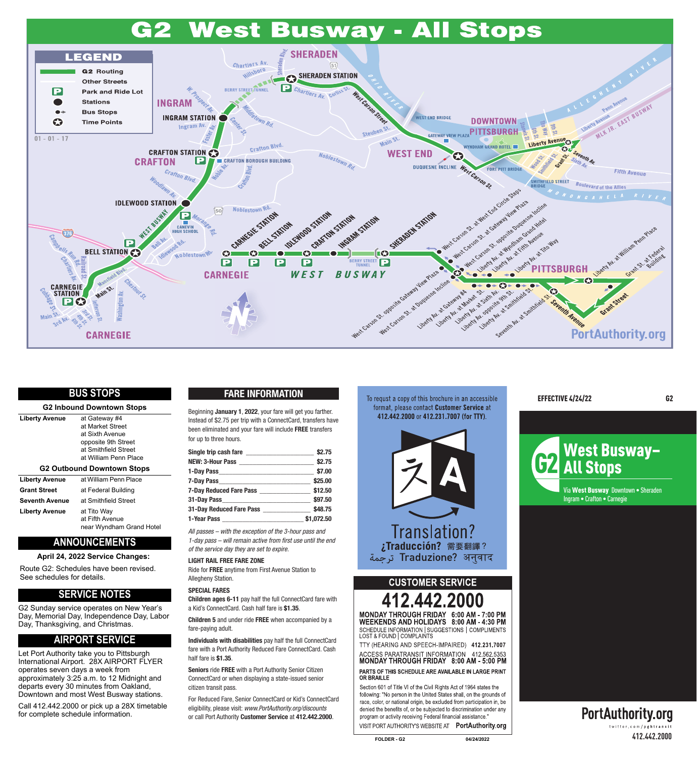# G2 West Busway - All Stops

LEGEND

- G2 Routing
- Other Streets
- Park and Ride Lot
- Stations
- Bus Stops
- Time Points

01 - 01 - 17

## BUS STOPS

### G2 Inbound Downtown Stops

| | |
|---|---|
| **Liberty Avenue** | at Gateway #4 |
| | at Market Street |
| | at Sixth Avenue |
| | opposite 9th Street |
| | at Smithfield Street |
| | at William Penn Place |

### G2 Outbound Downtown Stops

| | |
|---|---|
| **Liberty Avenue** | at William Penn Place |
| **Grant Street** | at Federal Building |
| **Seventh Avenue** | at Smithfield Street |
| **Liberty Avenue** | at Tito Way |
| | at Fifth Avenue |
| | near Wyndham Grand Hotel |

## ANNOUNCEMENTS

**April 24, 2022 Service Changes:**

Route G2: Schedules have been revised. See schedules for details.

## SERVICE NOTES

G2 Sunday service operates on New Year's Day, Memorial Day, Independence Day, Labor Day, Thanksgiving, and Christmas.

## AIRPORT SERVICE

Let Port Authority take you to Pittsburgh International Airport. 28X AIRPORT FLYER operates seven days a week from approximately 3:25 a.m. to 12 Midnight and departs every 30 minutes from Oakland, Downtown and most West Busway stations.

Call 412.442.2000 or pick up a 28X timetable for complete schedule information.

## FARE INFORMATION

Beginning **January 1**, **2022**, your fare will get you farther. Instead of $2.75 per trip with a ConnectCard, transfers have been eliminated and your fare will include **FREE** transfers for up to three hours.

| | |
|---|---|
| **Single trip cash fare** | **$2.75** |
| **NEW: 3-Hour Pass** | **$2.75** |
| **1-Day Pass** | **$7.00** |
| **7-Day Pass** | **$25.00** |
| **7-Day Reduced Fare Pass** | **$12.50** |
| **31-Day Pass** | **$97.50** |
| **31-Day Reduced Fare Pass** | **$48.75** |
| **1-Year Pass** | **$1,072.50** |

*All passes – with the exception of the 3-hour pass and 1-day pass – will remain active from first use until the end of the service day they are set to expire.*

**LIGHT RAIL FREE FARE ZONE**

Ride for **FREE** anytime from First Avenue Station to Allegheny Station.

**SPECIAL FARES**

**Children ages 6-11** pay half the full ConnectCard fare with a Kid's ConnectCard. Cash half fare is **$1.35**.

**Children 5** and under ride **FREE** when accompanied by a fare-paying adult.

**Individuals with disabilities** pay half the full ConnectCard fare with a Port Authority Reduced Fare ConnectCard. Cash half fare is **$1.35**.

**Seniors** ride **FREE** with a Port Authority Senior Citizen ConnectCard or when displaying a state-issued senior citizen transit pass.

For Reduced Fare, Senior ConnectCard or Kid's ConnectCard eligibility, please visit: *www.PortAuthority.org/discounts* or call Port Authority **Customer Service** at **412.442.2000**.

To requst a copy of this brochure in an accessible format, please contact **Customer Service** at **412.442.2000** or **412.231.7007 (for TTY)**.

Translation?
**¿Traducción?** 需要翻譯？
ترجمة **Traduzione?** अनुवाद

## CUSTOMER SERVICE

# 412.442.2000

**MONDAY THROUGH FRIDAY 6:00 AM - 7:00 PM**
**WEEKENDS AND HOLIDAYS 8:00 AM - 4:30 PM**

SCHEDULE INFORMATION | SUGGESTIONS | COMPLIMENTS
LOST & FOUND | COMPLAINTS

TTY (HEARING AND SPEECH-IMPAIRED) **412.231.7007**

ACCESS PARATRANSIT INFORMATION 412.562.5353
**MONDAY THROUGH FRIDAY 8:00 AM - 5:00 PM**

**PARTS OF THIS SCHEDULE ARE AVAILABLE IN LARGE PRINT OR BRAILLE**

Section 601 of Title VI of the Civil Rights Act of 1964 states the following: "No person in the United States shall, on the grounds of race, color, or national origin, be excluded from participation in, be denied the benefits of, or be subjected to discrimination under any program or activity receiving Federal financial assistance."

VISIT PORT AUTHORITY'S WEBSITE AT **PortAuthority.org**

FOLDER - G2 04/24/2022

**EFFECTIVE 4/24/22** G2

# G2 West Busway– All Stops

Via **West Busway** Downtown • Sheraden Ingram • Crafton • Carnegie

**PortAuthority.org**

twitter.com/pghtransit

412.442.2000